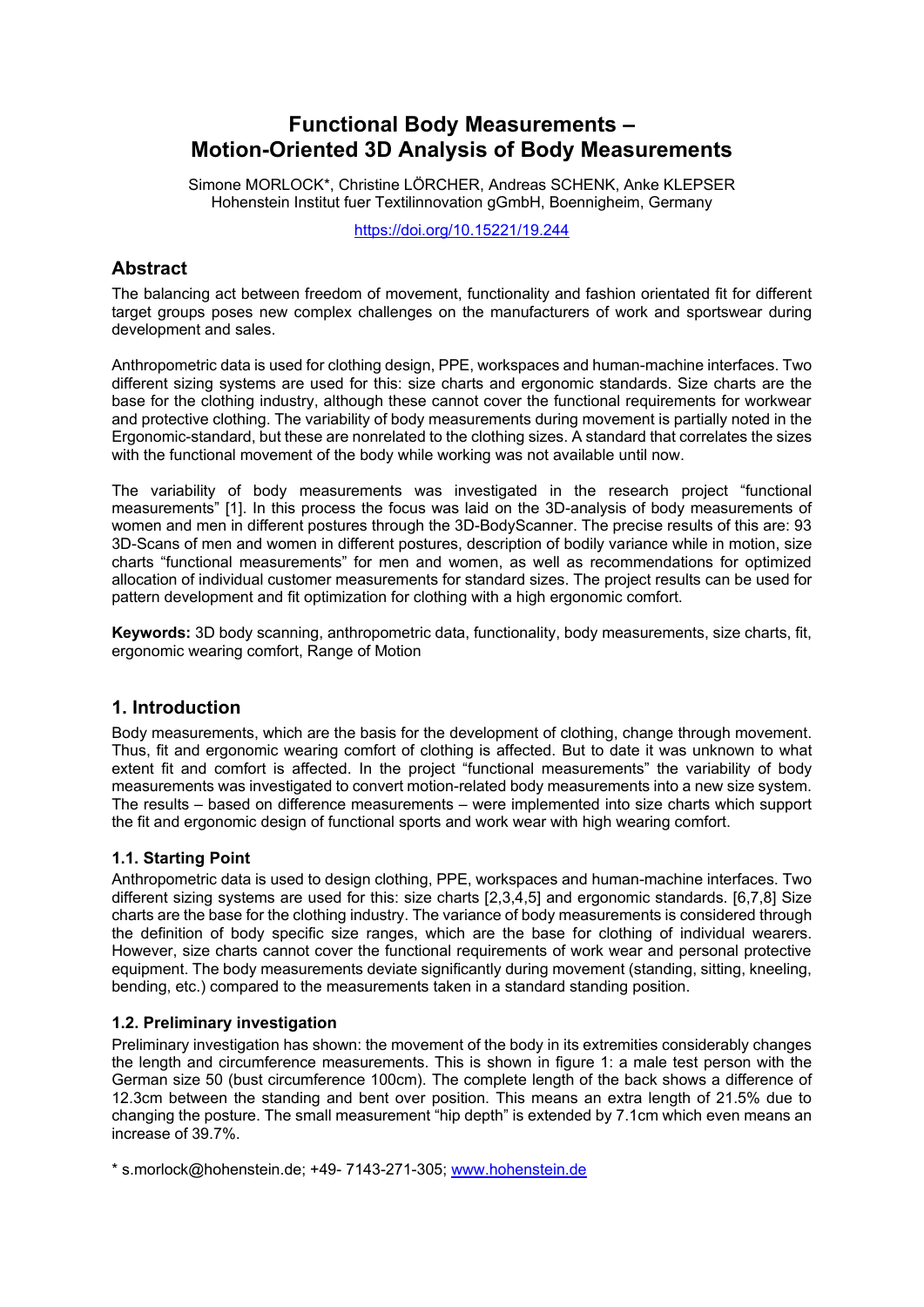# Functional Body Measurements – Motion-Oriented 3D Analysis of Body Measurements

Simone MORLOCK*, Christine LÖRCHER, Andreas SCHENK, Anke KLEPSER
Hohenstein Institut fuer Textilinnovation gGmbH, Boennigheim, Germany

https://doi.org/10.15221/19.244

## Abstract

The balancing act between freedom of movement, functionality and fashion orientated fit for different target groups poses new complex challenges on the manufacturers of work and sportswear during development and sales.

Anthropometric data is used for clothing design, PPE, workspaces and human-machine interfaces. Two different sizing systems are used for this: size charts and ergonomic standards. Size charts are the base for the clothing industry, although these cannot cover the functional requirements for workwear and protective clothing. The variability of body measurements during movement is partially noted in the Ergonomic-standard, but these are nonrelated to the clothing sizes. A standard that correlates the sizes with the functional movement of the body while working was not available until now.

The variability of body measurements was investigated in the research project "functional measurements" [1]. In this process the focus was laid on the 3D-analysis of body measurements of women and men in different postures through the 3D-BodyScanner. The precise results of this are: 93 3D-Scans of men and women in different postures, description of bodily variance while in motion, size charts "functional measurements" for men and women, as well as recommendations for optimized allocation of individual customer measurements for standard sizes. The project results can be used for pattern development and fit optimization for clothing with a high ergonomic comfort.

**Keywords:** 3D body scanning, anthropometric data, functionality, body measurements, size charts, fit, ergonomic wearing comfort, Range of Motion

## 1. Introduction

Body measurements, which are the basis for the development of clothing, change through movement. Thus, fit and ergonomic wearing comfort of clothing is affected. But to date it was unknown to what extent fit and comfort is affected. In the project "functional measurements" the variability of body measurements was investigated to convert motion-related body measurements into a new size system. The results – based on difference measurements – were implemented into size charts which support the fit and ergonomic design of functional sports and work wear with high wearing comfort.

### 1.1. Starting Point

Anthropometric data is used to design clothing, PPE, workspaces and human-machine interfaces. Two different sizing systems are used for this: size charts [2,3,4,5] and ergonomic standards. [6,7,8] Size charts are the base for the clothing industry. The variance of body measurements is considered through the definition of body specific size ranges, which are the base for clothing of individual wearers. However, size charts cannot cover the functional requirements of work wear and personal protective equipment. The body measurements deviate significantly during movement (standing, sitting, kneeling, bending, etc.) compared to the measurements taken in a standard standing position.

### 1.2. Preliminary investigation

Preliminary investigation has shown: the movement of the body in its extremities considerably changes the length and circumference measurements. This is shown in figure 1: a male test person with the German size 50 (bust circumference 100cm). The complete length of the back shows a difference of 12.3cm between the standing and bent over position. This means an extra length of 21.5% due to changing the posture. The small measurement "hip depth" is extended by 7.1cm which even means an increase of 39.7%.

* s.morlock@hohenstein.de; +49- 7143-271-305; www.hohenstein.de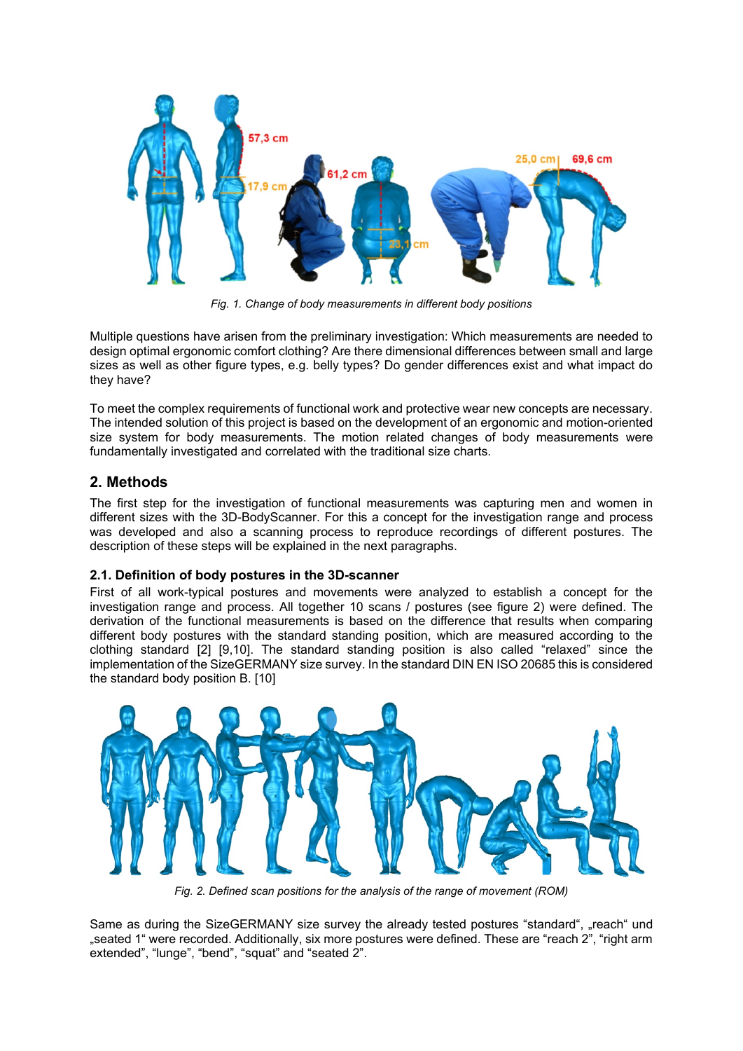Fig. 1. Change of body measurements in different body positions

Multiple questions have arisen from the preliminary investigation: Which measurements are needed to design optimal ergonomic comfort clothing? Are there dimensional differences between small and large sizes as well as other figure types, e.g. belly types? Do gender differences exist and what impact do they have?

To meet the complex requirements of functional work and protective wear new concepts are necessary. The intended solution of this project is based on the development of an ergonomic and motion-oriented size system for body measurements. The motion related changes of body measurements were fundamentally investigated and correlated with the traditional size charts.

## 2. Methods

The first step for the investigation of functional measurements was capturing men and women in different sizes with the 3D-BodyScanner. For this a concept for the investigation range and process was developed and also a scanning process to reproduce recordings of different postures. The description of these steps will be explained in the next paragraphs.

### 2.1. Definition of body postures in the 3D-scanner

First of all work-typical postures and movements were analyzed to establish a concept for the investigation range and process. All together 10 scans / postures (see figure 2) were defined. The derivation of the functional measurements is based on the difference that results when comparing different body postures with the standard standing position, which are measured according to the clothing standard [2] [9,10]. The standard standing position is also called "relaxed" since the implementation of the SizeGERMANY size survey. In the standard DIN EN ISO 20685 this is considered the standard body position B. [10]

Fig. 2. Defined scan positions for the analysis of the range of movement (ROM)

Same as during the SizeGERMANY size survey the already tested postures "standard", „reach" und „seated 1" were recorded. Additionally, six more postures were defined. These are "reach 2", "right arm extended", "lunge", "bend", "squat" and "seated 2".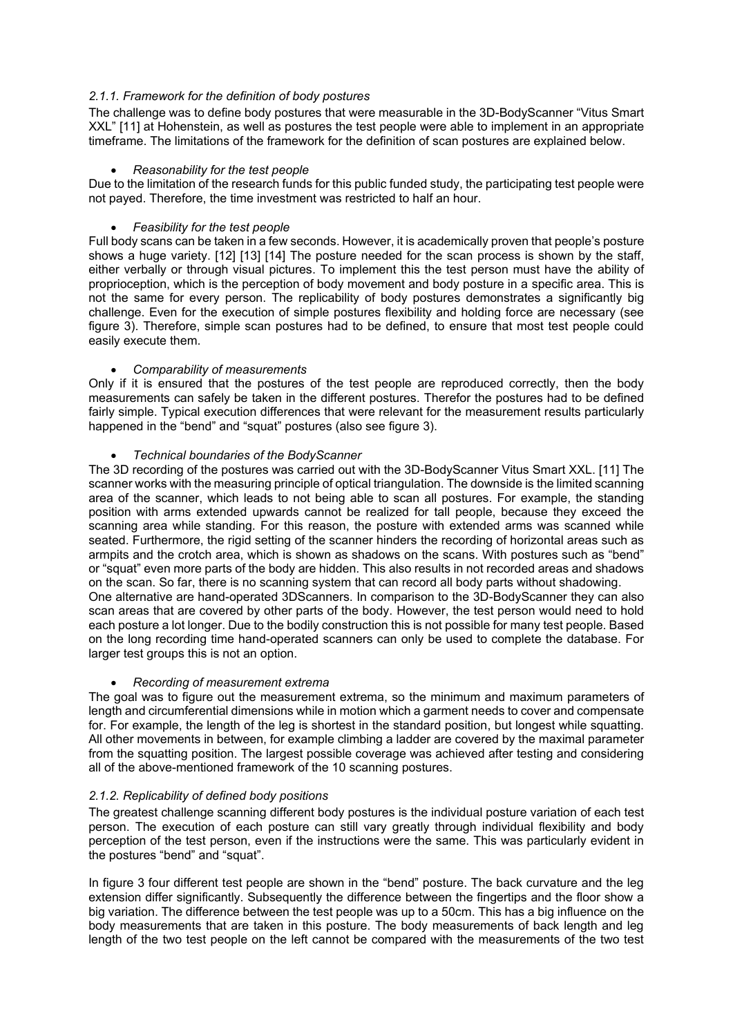### *2.1.1. Framework for the definition of body postures*

The challenge was to define body postures that were measurable in the 3D-BodyScanner "Vitus Smart XXL" [11] at Hohenstein, as well as postures the test people were able to implement in an appropriate timeframe. The limitations of the framework for the definition of scan postures are explained below.

- *Reasonability for the test people*

Due to the limitation of the research funds for this public funded study, the participating test people were not payed. Therefore, the time investment was restricted to half an hour.

- *Feasibility for the test people*

Full body scans can be taken in a few seconds. However, it is academically proven that people's posture shows a huge variety. [12] [13] [14] The posture needed for the scan process is shown by the staff, either verbally or through visual pictures. To implement this the test person must have the ability of proprioception, which is the perception of body movement and body posture in a specific area. This is not the same for every person. The replicability of body postures demonstrates a significantly big challenge. Even for the execution of simple postures flexibility and holding force are necessary (see figure 3). Therefore, simple scan postures had to be defined, to ensure that most test people could easily execute them.

- *Comparability of measurements*

Only if it is ensured that the postures of the test people are reproduced correctly, then the body measurements can safely be taken in the different postures. Therefor the postures had to be defined fairly simple. Typical execution differences that were relevant for the measurement results particularly happened in the "bend" and "squat" postures (also see figure 3).

- *Technical boundaries of the BodyScanner*

The 3D recording of the postures was carried out with the 3D-BodyScanner Vitus Smart XXL. [11] The scanner works with the measuring principle of optical triangulation. The downside is the limited scanning area of the scanner, which leads to not being able to scan all postures. For example, the standing position with arms extended upwards cannot be realized for tall people, because they exceed the scanning area while standing. For this reason, the posture with extended arms was scanned while seated. Furthermore, the rigid setting of the scanner hinders the recording of horizontal areas such as armpits and the crotch area, which is shown as shadows on the scans. With postures such as "bend" or "squat" even more parts of the body are hidden. This also results in not recorded areas and shadows on the scan. So far, there is no scanning system that can record all body parts without shadowing.
One alternative are hand-operated 3DScanners. In comparison to the 3D-BodyScanner they can also scan areas that are covered by other parts of the body. However, the test person would need to hold each posture a lot longer. Due to the bodily construction this is not possible for many test people. Based on the long recording time hand-operated scanners can only be used to complete the database. For larger test groups this is not an option.

- *Recording of measurement extrema*

The goal was to figure out the measurement extrema, so the minimum and maximum parameters of length and circumferential dimensions while in motion which a garment needs to cover and compensate for. For example, the length of the leg is shortest in the standard position, but longest while squatting. All other movements in between, for example climbing a ladder are covered by the maximal parameter from the squatting position. The largest possible coverage was achieved after testing and considering all of the above-mentioned framework of the 10 scanning postures.

### *2.1.2. Replicability of defined body positions*

The greatest challenge scanning different body postures is the individual posture variation of each test person. The execution of each posture can still vary greatly through individual flexibility and body perception of the test person, even if the instructions were the same. This was particularly evident in the postures "bend" and "squat".

In figure 3 four different test people are shown in the "bend" posture. The back curvature and the leg extension differ significantly. Subsequently the difference between the fingertips and the floor show a big variation. The difference between the test people was up to a 50cm. This has a big influence on the body measurements that are taken in this posture. The body measurements of back length and leg length of the two test people on the left cannot be compared with the measurements of the two test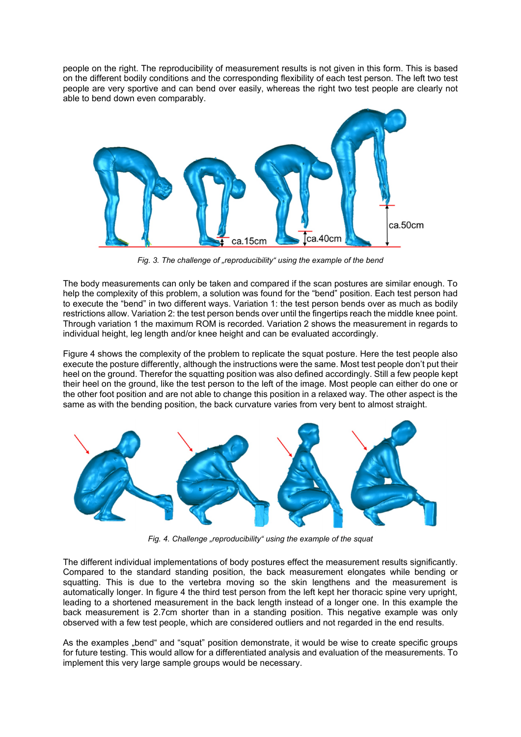people on the right. The reproducibility of measurement results is not given in this form. This is based on the different bodily conditions and the corresponding flexibility of each test person. The left two test people are very sportive and can bend over easily, whereas the right two test people are clearly not able to bend down even comparably.

*Fig. 3. The challenge of „reproducibility“ using the example of the bend*

The body measurements can only be taken and compared if the scan postures are similar enough. To help the complexity of this problem, a solution was found for the “bend” position. Each test person had to execute the “bend” in two different ways. Variation 1: the test person bends over as much as bodily restrictions allow. Variation 2: the test person bends over until the fingertips reach the middle knee point. Through variation 1 the maximum ROM is recorded. Variation 2 shows the measurement in regards to individual height, leg length and/or knee height and can be evaluated accordingly.

Figure 4 shows the complexity of the problem to replicate the squat posture. Here the test people also execute the posture differently, although the instructions were the same. Most test people don’t put their heel on the ground. Therefor the squatting position was also defined accordingly. Still a few people kept their heel on the ground, like the test person to the left of the image. Most people can either do one or the other foot position and are not able to change this position in a relaxed way. The other aspect is the same as with the bending position, the back curvature varies from very bent to almost straight.

*Fig. 4. Challenge „reproducibility“ using the example of the squat*

The different individual implementations of body postures effect the measurement results significantly. Compared to the standard standing position, the back measurement elongates while bending or squatting. This is due to the vertebra moving so the skin lengthens and the measurement is automatically longer. In figure 4 the third test person from the left kept her thoracic spine very upright, leading to a shortened measurement in the back length instead of a longer one. In this example the back measurement is 2.7cm shorter than in a standing position. This negative example was only observed with a few test people, which are considered outliers and not regarded in the end results.

As the examples „bend“ and “squat” position demonstrate, it would be wise to create specific groups for future testing. This would allow for a differentiated analysis and evaluation of the measurements. To implement this very large sample groups would be necessary.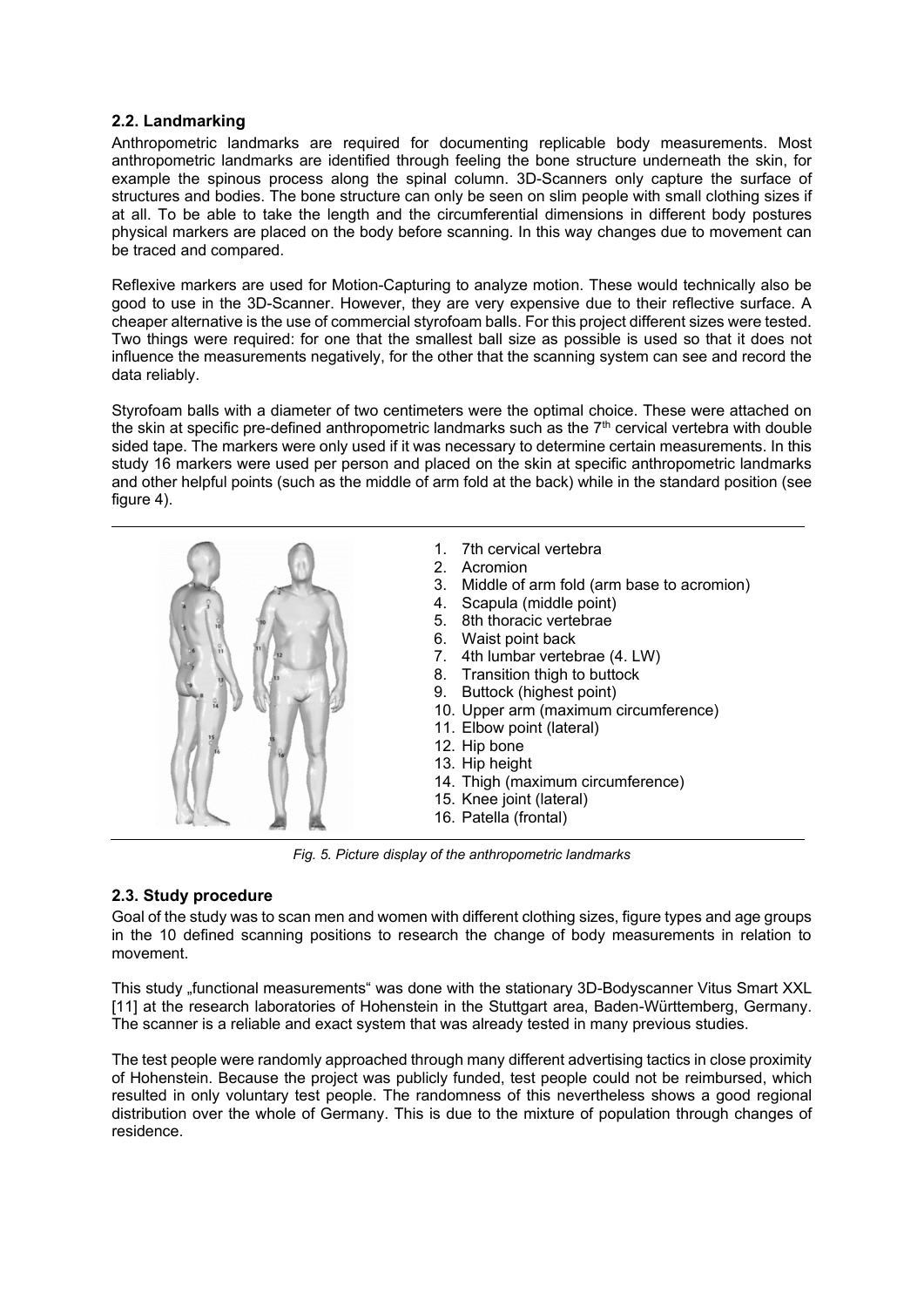### 2.2. Landmarking

Anthropometric landmarks are required for documenting replicable body measurements. Most anthropometric landmarks are identified through feeling the bone structure underneath the skin, for example the spinous process along the spinal column. 3D-Scanners only capture the surface of structures and bodies. The bone structure can only be seen on slim people with small clothing sizes if at all. To be able to take the length and the circumferential dimensions in different body postures physical markers are placed on the body before scanning. In this way changes due to movement can be traced and compared.

Reflexive markers are used for Motion-Capturing to analyze motion. These would technically also be good to use in the 3D-Scanner. However, they are very expensive due to their reflective surface. A cheaper alternative is the use of commercial styrofoam balls. For this project different sizes were tested. Two things were required: for one that the smallest ball size as possible is used so that it does not influence the measurements negatively, for the other that the scanning system can see and record the data reliably.

Styrofoam balls with a diameter of two centimeters were the optimal choice. These were attached on the skin at specific pre-defined anthropometric landmarks such as the 7th cervical vertebra with double sided tape. The markers were only used if it was necessary to determine certain measurements. In this study 16 markers were used per person and placed on the skin at specific anthropometric landmarks and other helpful points (such as the middle of arm fold at the back) while in the standard position (see figure 4).

1. 7th cervical vertebra
2. Acromion
3. Middle of arm fold (arm base to acromion)
4. Scapula (middle point)
5. 8th thoracic vertebrae
6. Waist point back
7. 4th lumbar vertebrae (4. LW)
8. Transition thigh to buttock
9. Buttock (highest point)
10. Upper arm (maximum circumference)
11. Elbow point (lateral)
12. Hip bone
13. Hip height
14. Thigh (maximum circumference)
15. Knee joint (lateral)
16. Patella (frontal)

*Fig. 5. Picture display of the anthropometric landmarks*

### 2.3. Study procedure

Goal of the study was to scan men and women with different clothing sizes, figure types and age groups in the 10 defined scanning positions to research the change of body measurements in relation to movement.

This study „functional measurements" was done with the stationary 3D-Bodyscanner Vitus Smart XXL [11] at the research laboratories of Hohenstein in the Stuttgart area, Baden-Württemberg, Germany. The scanner is a reliable and exact system that was already tested in many previous studies.

The test people were randomly approached through many different advertising tactics in close proximity of Hohenstein. Because the project was publicly funded, test people could not be reimbursed, which resulted in only voluntary test people. The randomness of this nevertheless shows a good regional distribution over the whole of Germany. This is due to the mixture of population through changes of residence.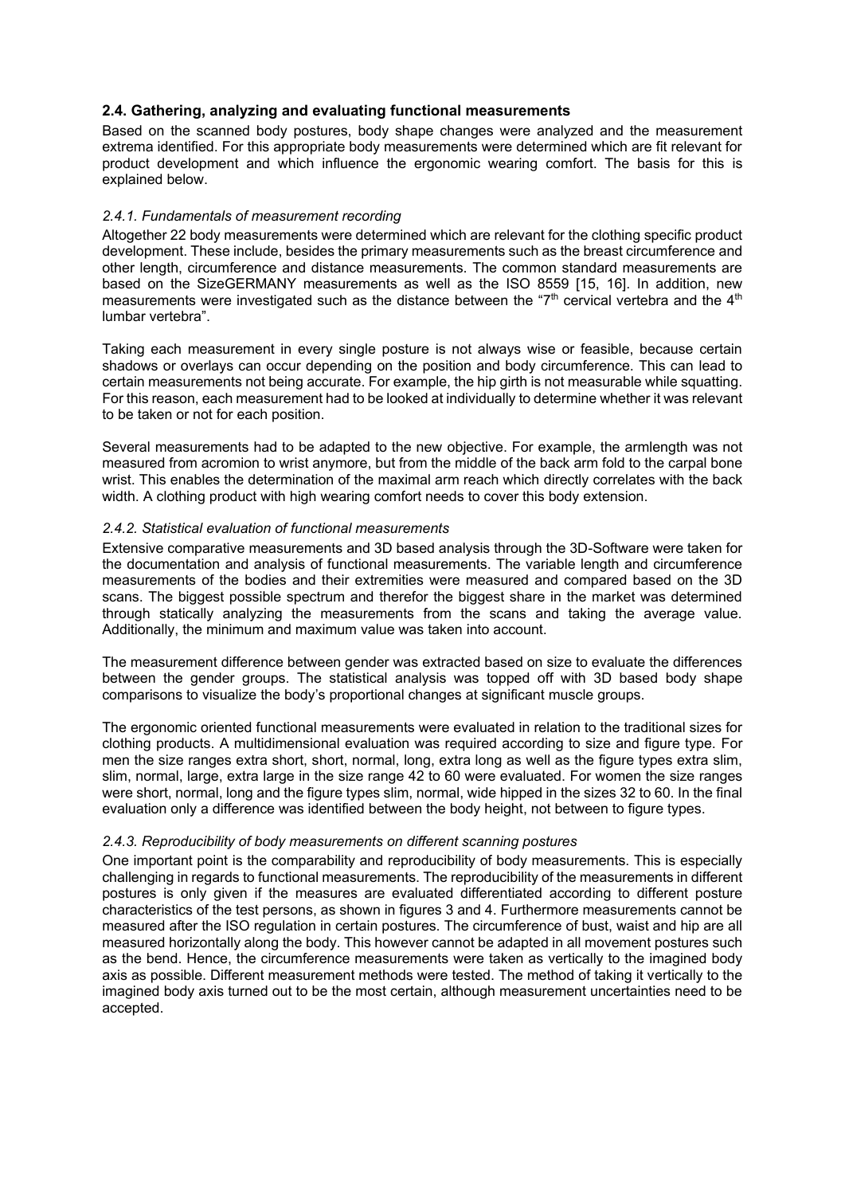### 2.4. Gathering, analyzing and evaluating functional measurements

Based on the scanned body postures, body shape changes were analyzed and the measurement extrema identified. For this appropriate body measurements were determined which are fit relevant for product development and which influence the ergonomic wearing comfort. The basis for this is explained below.

#### *2.4.1. Fundamentals of measurement recording*

Altogether 22 body measurements were determined which are relevant for the clothing specific product development. These include, besides the primary measurements such as the breast circumference and other length, circumference and distance measurements. The common standard measurements are based on the SizeGERMANY measurements as well as the ISO 8559 [15, 16]. In addition, new measurements were investigated such as the distance between the "7th cervical vertebra and the 4th lumbar vertebra".

Taking each measurement in every single posture is not always wise or feasible, because certain shadows or overlays can occur depending on the position and body circumference. This can lead to certain measurements not being accurate. For example, the hip girth is not measurable while squatting. For this reason, each measurement had to be looked at individually to determine whether it was relevant to be taken or not for each position.

Several measurements had to be adapted to the new objective. For example, the armlength was not measured from acromion to wrist anymore, but from the middle of the back arm fold to the carpal bone wrist. This enables the determination of the maximal arm reach which directly correlates with the back width. A clothing product with high wearing comfort needs to cover this body extension.

#### *2.4.2. Statistical evaluation of functional measurements*

Extensive comparative measurements and 3D based analysis through the 3D-Software were taken for the documentation and analysis of functional measurements. The variable length and circumference measurements of the bodies and their extremities were measured and compared based on the 3D scans. The biggest possible spectrum and therefor the biggest share in the market was determined through statically analyzing the measurements from the scans and taking the average value. Additionally, the minimum and maximum value was taken into account.

The measurement difference between gender was extracted based on size to evaluate the differences between the gender groups. The statistical analysis was topped off with 3D based body shape comparisons to visualize the body's proportional changes at significant muscle groups.

The ergonomic oriented functional measurements were evaluated in relation to the traditional sizes for clothing products. A multidimensional evaluation was required according to size and figure type. For men the size ranges extra short, short, normal, long, extra long as well as the figure types extra slim, slim, normal, large, extra large in the size range 42 to 60 were evaluated. For women the size ranges were short, normal, long and the figure types slim, normal, wide hipped in the sizes 32 to 60. In the final evaluation only a difference was identified between the body height, not between to figure types.

#### *2.4.3. Reproducibility of body measurements on different scanning postures*

One important point is the comparability and reproducibility of body measurements. This is especially challenging in regards to functional measurements. The reproducibility of the measurements in different postures is only given if the measures are evaluated differentiated according to different posture characteristics of the test persons, as shown in figures 3 and 4. Furthermore measurements cannot be measured after the ISO regulation in certain postures. The circumference of bust, waist and hip are all measured horizontally along the body. This however cannot be adapted in all movement postures such as the bend. Hence, the circumference measurements were taken as vertically to the imagined body axis as possible. Different measurement methods were tested. The method of taking it vertically to the imagined body axis turned out to be the most certain, although measurement uncertainties need to be accepted.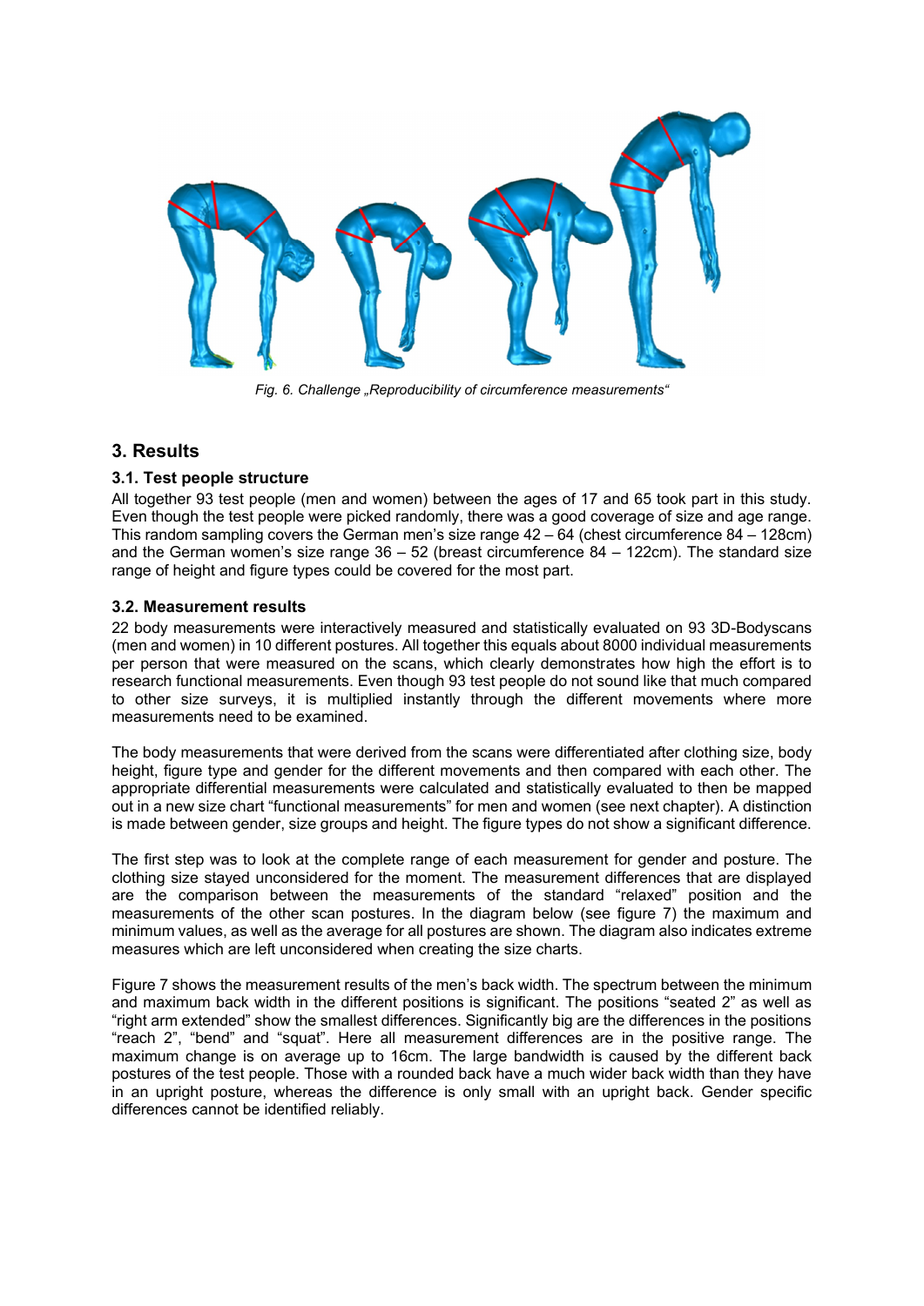*Fig. 6. Challenge „Reproducibility of circumference measurements"*

## 3. Results

### 3.1. Test people structure

All together 93 test people (men and women) between the ages of 17 and 65 took part in this study. Even though the test people were picked randomly, there was a good coverage of size and age range. This random sampling covers the German men's size range 42 – 64 (chest circumference 84 – 128cm) and the German women's size range 36 – 52 (breast circumference 84 – 122cm). The standard size range of height and figure types could be covered for the most part.

### 3.2. Measurement results

22 body measurements were interactively measured and statistically evaluated on 93 3D-Bodyscans (men and women) in 10 different postures. All together this equals about 8000 individual measurements per person that were measured on the scans, which clearly demonstrates how high the effort is to research functional measurements. Even though 93 test people do not sound like that much compared to other size surveys, it is multiplied instantly through the different movements where more measurements need to be examined.

The body measurements that were derived from the scans were differentiated after clothing size, body height, figure type and gender for the different movements and then compared with each other. The appropriate differential measurements were calculated and statistically evaluated to then be mapped out in a new size chart "functional measurements" for men and women (see next chapter). A distinction is made between gender, size groups and height. The figure types do not show a significant difference.

The first step was to look at the complete range of each measurement for gender and posture. The clothing size stayed unconsidered for the moment. The measurement differences that are displayed are the comparison between the measurements of the standard "relaxed" position and the measurements of the other scan postures. In the diagram below (see figure 7) the maximum and minimum values, as well as the average for all postures are shown. The diagram also indicates extreme measures which are left unconsidered when creating the size charts.

Figure 7 shows the measurement results of the men's back width. The spectrum between the minimum and maximum back width in the different positions is significant. The positions "seated 2" as well as "right arm extended" show the smallest differences. Significantly big are the differences in the positions "reach 2", "bend" and "squat". Here all measurement differences are in the positive range. The maximum change is on average up to 16cm. The large bandwidth is caused by the different back postures of the test people. Those with a rounded back have a much wider back width than they have in an upright posture, whereas the difference is only small with an upright back. Gender specific differences cannot be identified reliably.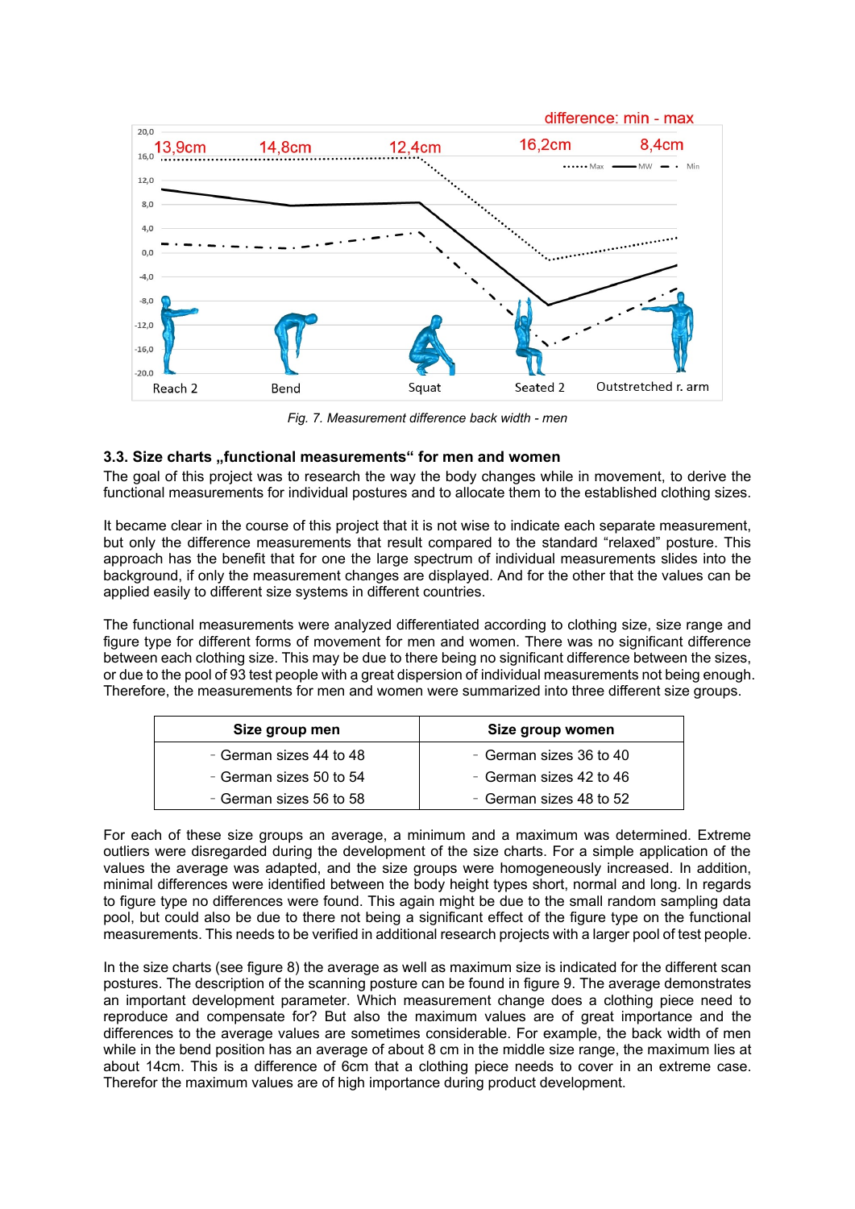*Fig. 7. Measurement difference back width - men*

### 3.3. Size charts „functional measurements" for men and women

The goal of this project was to research the way the body changes while in movement, to derive the functional measurements for individual postures and to allocate them to the established clothing sizes.

It became clear in the course of this project that it is not wise to indicate each separate measurement, but only the difference measurements that result compared to the standard "relaxed" posture. This approach has the benefit that for one the large spectrum of individual measurements slides into the background, if only the measurement changes are displayed. And for the other that the values can be applied easily to different size systems in different countries.

The functional measurements were analyzed differentiated according to clothing size, size range and figure type for different forms of movement for men and women. There was no significant difference between each clothing size. This may be due to there being no significant difference between the sizes, or due to the pool of 93 test people with a great dispersion of individual measurements not being enough. Therefore, the measurements for men and women were summarized into three different size groups.

| Size group men | Size group women |
|---|---|
| - German sizes 44 to 48 | - German sizes 36 to 40 |
| - German sizes 50 to 54 | - German sizes 42 to 46 |
| - German sizes 56 to 58 | - German sizes 48 to 52 |

For each of these size groups an average, a minimum and a maximum was determined. Extreme outliers were disregarded during the development of the size charts. For a simple application of the values the average was adapted, and the size groups were homogeneously increased. In addition, minimal differences were identified between the body height types short, normal and long. In regards to figure type no differences were found. This again might be due to the small random sampling data pool, but could also be due to there not being a significant effect of the figure type on the functional measurements. This needs to be verified in additional research projects with a larger pool of test people.

In the size charts (see figure 8) the average as well as maximum size is indicated for the different scan postures. The description of the scanning posture can be found in figure 9. The average demonstrates an important development parameter. Which measurement change does a clothing piece need to reproduce and compensate for? But also the maximum values are of great importance and the differences to the average values are sometimes considerable. For example, the back width of men while in the bend position has an average of about 8 cm in the middle size range, the maximum lies at about 14cm. This is a difference of 6cm that a clothing piece needs to cover in an extreme case. Therefor the maximum values are of high importance during product development.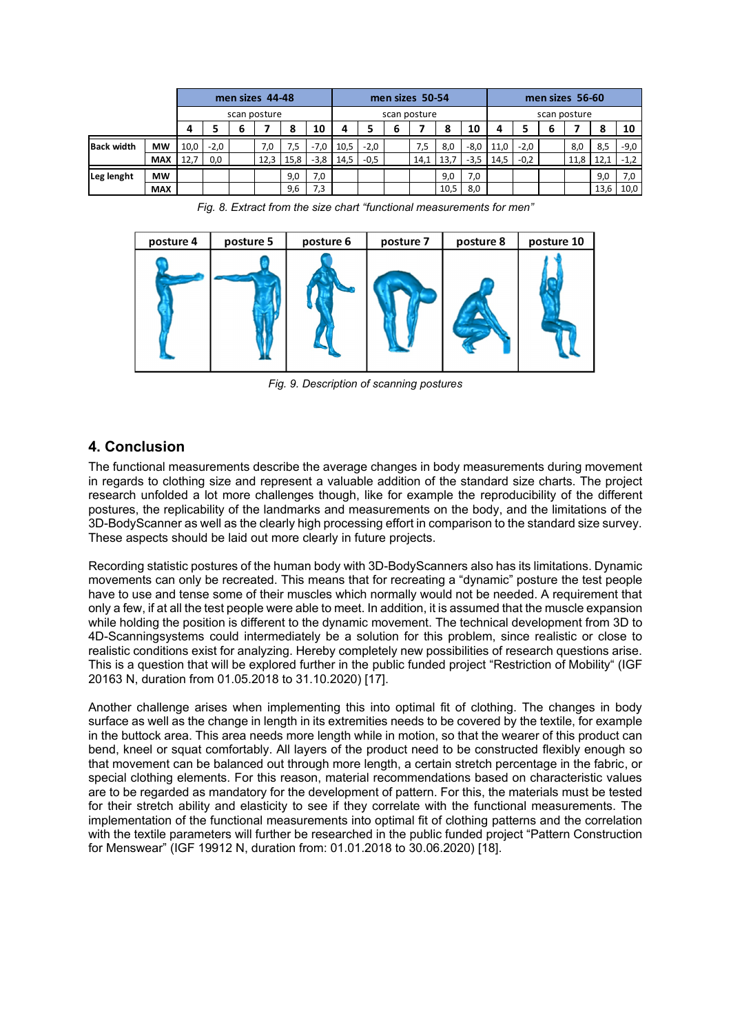| | | men sizes 44-48 | | | | | | men sizes 50-54 | | | | | | men sizes 56-60 | | | | | |
|---|---|---|---|---|---|---|---|---|---|---|---|---|---|---|---|---|---|---|---|
| | | scan posture | | | | | | scan posture | | | | | | scan posture | | | | | |
| | | 4 | 5 | 6 | 7 | 8 | 10 | 4 | 5 | 6 | 7 | 8 | 10 | 4 | 5 | 6 | 7 | 8 | 10 |
| **Back width** | **MW** | 10,0 | -2,0 | | 7,0 | 7,5 | -7,0 | 10,5 | -2,0 | | 7,5 | 8,0 | -8,0 | 11,0 | -2,0 | | 8,0 | 8,5 | -9,0 |
| | **MAX** | 12,7 | 0,0 | | 12,3 | 15,8 | -3,8 | 14,5 | -0,5 | | 14,1 | 13,7 | -3,5 | 14,5 | -0,2 | | 11,8 | 12,1 | -1,2 |
| **Leg lenght** | **MW** | | | | | 9,0 | 7,0 | | | | | 9,0 | 7,0 | | | | | 9,0 | 7,0 |
| | **MAX** | | | | | 9,6 | 7,3 | | | | | 10,5 | 8,0 | | | | | 13,6 | 10,0 |

*Fig. 8. Extract from the size chart "functional measurements for men"*

| posture 4 | posture 5 | posture 6 | posture 7 | posture 8 | posture 10 |
|---|---|---|---|---|---|

*Fig. 9. Description of scanning postures*

## 4. Conclusion

The functional measurements describe the average changes in body measurements during movement in regards to clothing size and represent a valuable addition of the standard size charts. The project research unfolded a lot more challenges though, like for example the reproducibility of the different postures, the replicability of the landmarks and measurements on the body, and the limitations of the 3D-BodyScanner as well as the clearly high processing effort in comparison to the standard size survey. These aspects should be laid out more clearly in future projects.

Recording statistic postures of the human body with 3D-BodyScanners also has its limitations. Dynamic movements can only be recreated. This means that for recreating a "dynamic" posture the test people have to use and tense some of their muscles which normally would not be needed. A requirement that only a few, if at all the test people were able to meet. In addition, it is assumed that the muscle expansion while holding the position is different to the dynamic movement. The technical development from 3D to 4D-Scanningsystems could intermediately be a solution for this problem, since realistic or close to realistic conditions exist for analyzing. Hereby completely new possibilities of research questions arise. This is a question that will be explored further in the public funded project "Restriction of Mobility" (IGF 20163 N, duration from 01.05.2018 to 31.10.2020) [17].

Another challenge arises when implementing this into optimal fit of clothing. The changes in body surface as well as the change in length in its extremities needs to be covered by the textile, for example in the buttock area. This area needs more length while in motion, so that the wearer of this product can bend, kneel or squat comfortably. All layers of the product need to be constructed flexibly enough so that movement can be balanced out through more length, a certain stretch percentage in the fabric, or special clothing elements. For this reason, material recommendations based on characteristic values are to be regarded as mandatory for the development of pattern. For this, the materials must be tested for their stretch ability and elasticity to see if they correlate with the functional measurements. The implementation of the functional measurements into optimal fit of clothing patterns and the correlation with the textile parameters will further be researched in the public funded project "Pattern Construction for Menswear" (IGF 19912 N, duration from: 01.01.2018 to 30.06.2020) [18].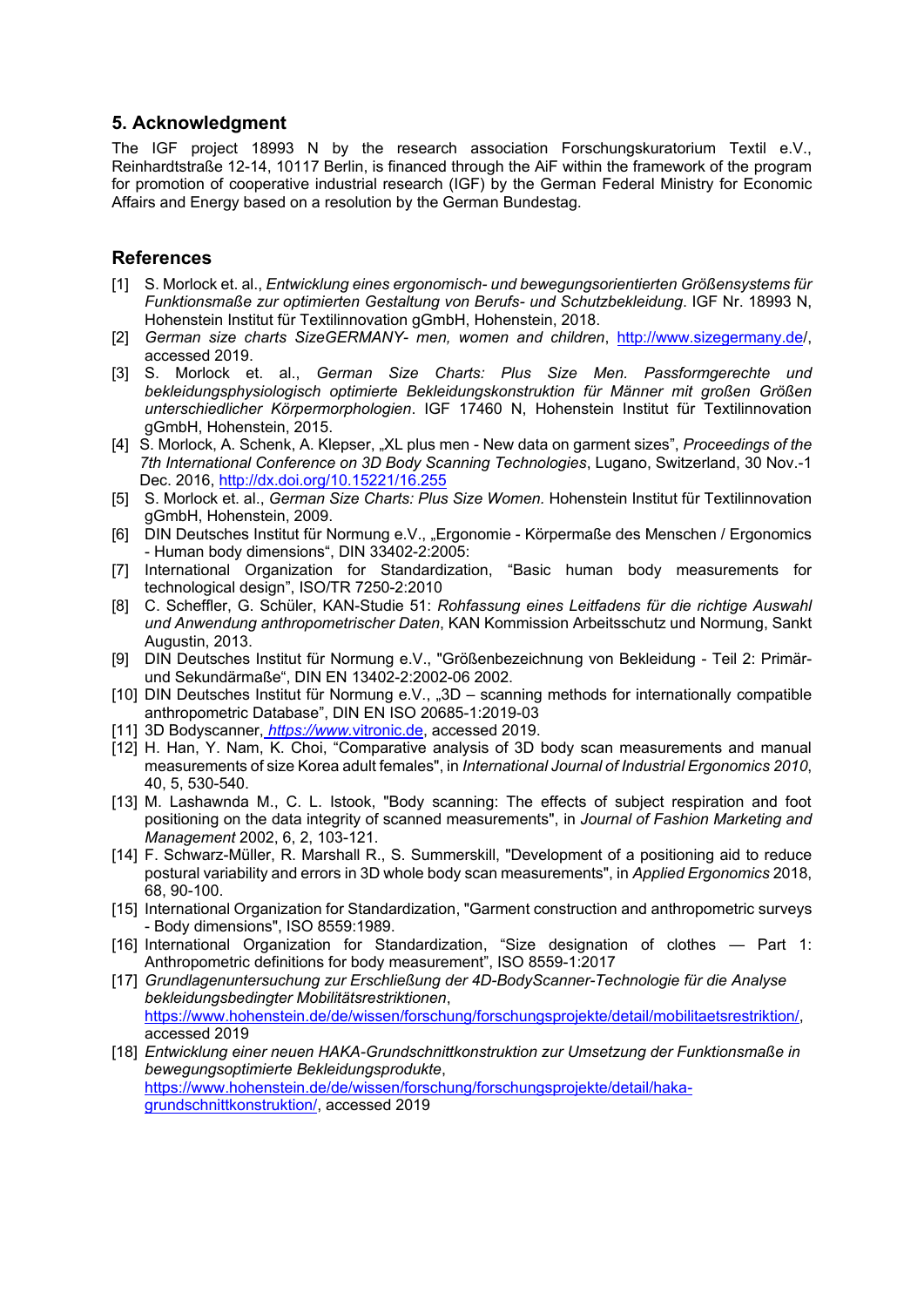## 5. Acknowledgment

The IGF project 18993 N by the research association Forschungskuratorium Textil e.V., Reinhardtstraße 12-14, 10117 Berlin, is financed through the AiF within the framework of the program for promotion of cooperative industrial research (IGF) by the German Federal Ministry for Economic Affairs and Energy based on a resolution by the German Bundestag.

## References

[1] S. Morlock et. al., *Entwicklung eines ergonomisch- und bewegungsorientierten Größensystems für Funktionsmaße zur optimierten Gestaltung von Berufs- und Schutzbekleidung*. IGF Nr. 18993 N, Hohenstein Institut für Textilinnovation gGmbH, Hohenstein, 2018.

[2] *German size charts SizeGERMANY- men, women and children*, http://www.sizegermany.de/, accessed 2019.

[3] S. Morlock et. al., *German Size Charts: Plus Size Men. Passformgerechte und bekleidungsphysiologisch optimierte Bekleidungskonstruktion für Männer mit großen Größen unterschiedlicher Körpermorphologien*. IGF 17460 N, Hohenstein Institut für Textilinnovation gGmbH, Hohenstein, 2015.

[4] S. Morlock, A. Schenk, A. Klepser, „XL plus men - New data on garment sizes", *Proceedings of the 7th International Conference on 3D Body Scanning Technologies*, Lugano, Switzerland, 30 Nov.-1 Dec. 2016, http://dx.doi.org/10.15221/16.255

[5] S. Morlock et. al., *German Size Charts: Plus Size Women.* Hohenstein Institut für Textilinnovation gGmbH, Hohenstein, 2009.

[6] DIN Deutsches Institut für Normung e.V., „Ergonomie - Körpermaße des Menschen / Ergonomics - Human body dimensions", DIN 33402-2:2005:

[7] International Organization for Standardization, "Basic human body measurements for technological design", ISO/TR 7250-2:2010

[8] C. Scheffler, G. Schüler, KAN-Studie 51: *Rohfassung eines Leitfadens für die richtige Auswahl und Anwendung anthropometrischer Daten*, KAN Kommission Arbeitsschutz und Normung, Sankt Augustin, 2013.

[9] DIN Deutsches Institut für Normung e.V., "Größenbezeichnung von Bekleidung - Teil 2: Primär- und Sekundärmaße", DIN EN 13402-2:2002-06 2002.

[10] DIN Deutsches Institut für Normung e.V., „3D – scanning methods for internationally compatible anthropometric Database", DIN EN ISO 20685-1:2019-03

[11] 3D Bodyscanner, *https://www.*vitronic.de, accessed 2019.

[12] H. Han, Y. Nam, K. Choi, "Comparative analysis of 3D body scan measurements and manual measurements of size Korea adult females", in *International Journal of Industrial Ergonomics 2010*, 40, 5, 530-540.

[13] M. Lashawnda M., C. L. Istook, "Body scanning: The effects of subject respiration and foot positioning on the data integrity of scanned measurements", in *Journal of Fashion Marketing and Management* 2002, 6, 2, 103-121.

[14] F. Schwarz-Müller, R. Marshall R., S. Summerskill, "Development of a positioning aid to reduce postural variability and errors in 3D whole body scan measurements", in *Applied Ergonomics* 2018, 68, 90-100.

[15] International Organization for Standardization, "Garment construction and anthropometric surveys - Body dimensions", ISO 8559:1989.

[16] International Organization for Standardization, "Size designation of clothes — Part 1: Anthropometric definitions for body measurement", ISO 8559-1:2017

[17] *Grundlagenuntersuchung zur Erschließung der 4D-BodyScanner-Technologie für die Analyse bekleidungsbedingter Mobilitätsrestriktionen*, https://www.hohenstein.de/de/wissen/forschung/forschungsprojekte/detail/mobilitaetsrestriktion/, accessed 2019

[18] *Entwicklung einer neuen HAKA-Grundschnittkonstruktion zur Umsetzung der Funktionsmaße in bewegungsoptimierte Bekleidungsprodukte*, https://www.hohenstein.de/de/wissen/forschung/forschungsprojekte/detail/haka-grundschnittkonstruktion/, accessed 2019